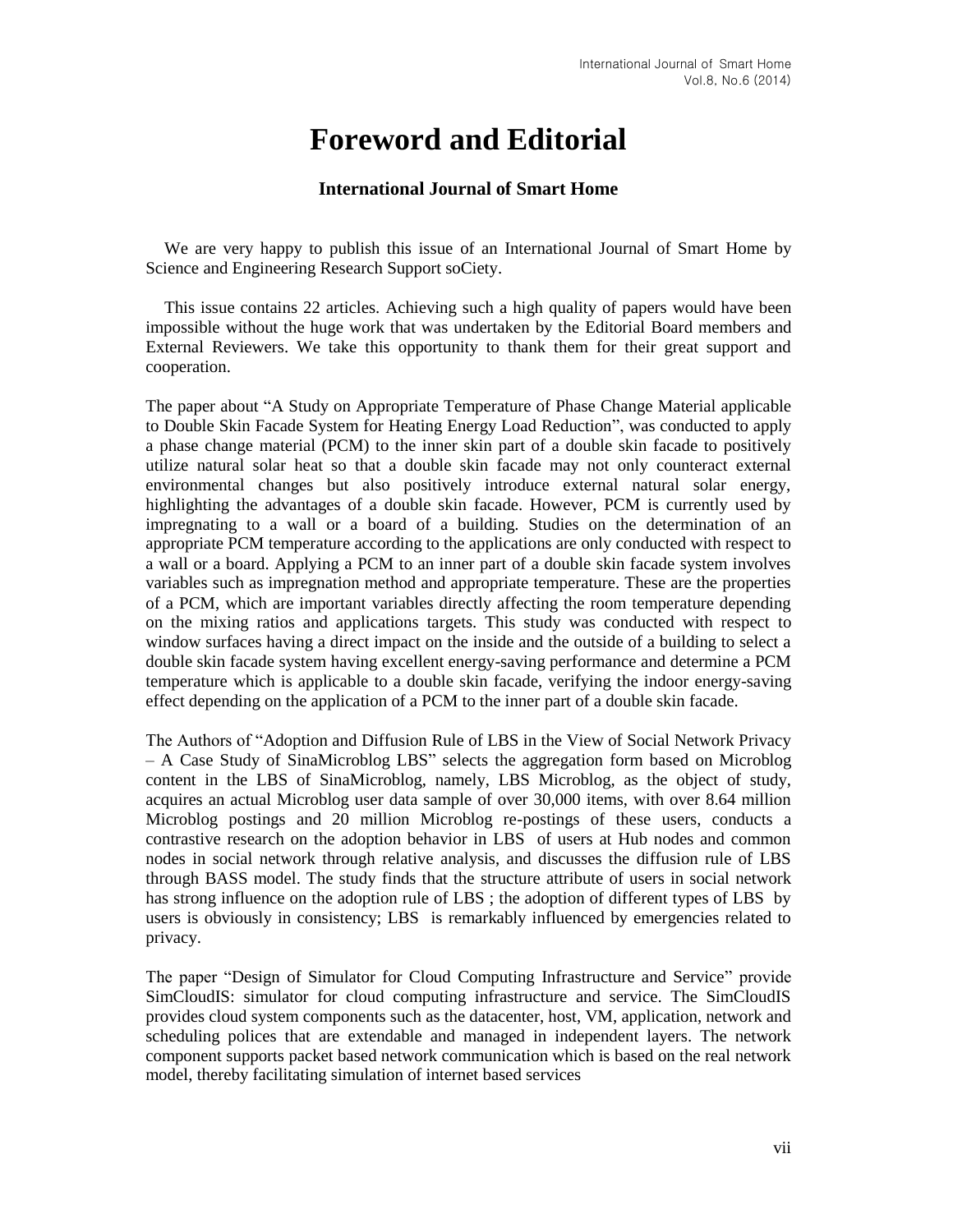# Foreword and Editorial

### International Journal of Smart Home

We are very happy to publish this issue of an International Journal of Smart Home by Science and Engineering Research Support soCiety.

This issue contains 22 articles. Achieving such a high quality of papers would have been impossible without the huge work that was undertaken by the Editorial Board members and External Reviewers. We take this opportunity to thank them for their great support and cooperation.

The paper about "A Study on Appropriate Temperature of Phase Change Material applicable to Double Skin Facade System for Heating Energy Load Reduction", was conducted to apply a phase change material (PCM) to the inner skin part of a double skin facade to positively utilize natural solar heat so that a double skin facade may not only counteract external environmental changes but also positively introduce external natural solar energy, highlighting the advantages of a double skin facade. However, PCM is currently used by impregnating to a wall or a board of a building. Studies on the determination of an appropriate PCM temperature according to the applications are only conducted with respect to a wall or a board. Applying a PCM to an inner part of a double skin facade system involves variables such as impregnation method and appropriate temperature. These are the properties of a PCM, which are important variables directly affecting the room temperature depending on the mixing ratios and applications targets. This study was conducted with respect to window surfaces having a direct impact on the inside and the outside of a building to select a double skin facade system having excellent energy-saving performance and determine a PCM temperature which is applicable to a double skin facade, verifying the indoor energy-saving effect depending on the application of a PCM to the inner part of a double skin facade.

The Authors of "Adoption and Diffusion Rule of LBS in the View of Social Network Privacy – A Case Study of SinaMicroblog LBS" selects the aggregation form based on Microblog content in the LBS of SinaMicroblog, namely, LBS Microblog, as the object of study, acquires an actual Microblog user data sample of over 30,000 items, with over 8.64 million Microblog postings and 20 million Microblog re-postings of these users, conducts a contrastive research on the adoption behavior in LBS of users at Hub nodes and common nodes in social network through relative analysis, and discusses the diffusion rule of LBS through BASS model. The study finds that the structure attribute of users in social network has strong influence on the adoption rule of LBS ; the adoption of different types of LBS by users is obviously in consistency; LBS is remarkably influenced by emergencies related to privacy.

The paper "Design of Simulator for Cloud Computing Infrastructure and Service" provide SimCloudIS: simulator for cloud computing infrastructure and service. The SimCloudIS provides cloud system components such as the datacenter, host, VM, application, network and scheduling polices that are extendable and managed in independent layers. The network component supports packet based network communication which is based on the real network model, thereby facilitating simulation of internet based services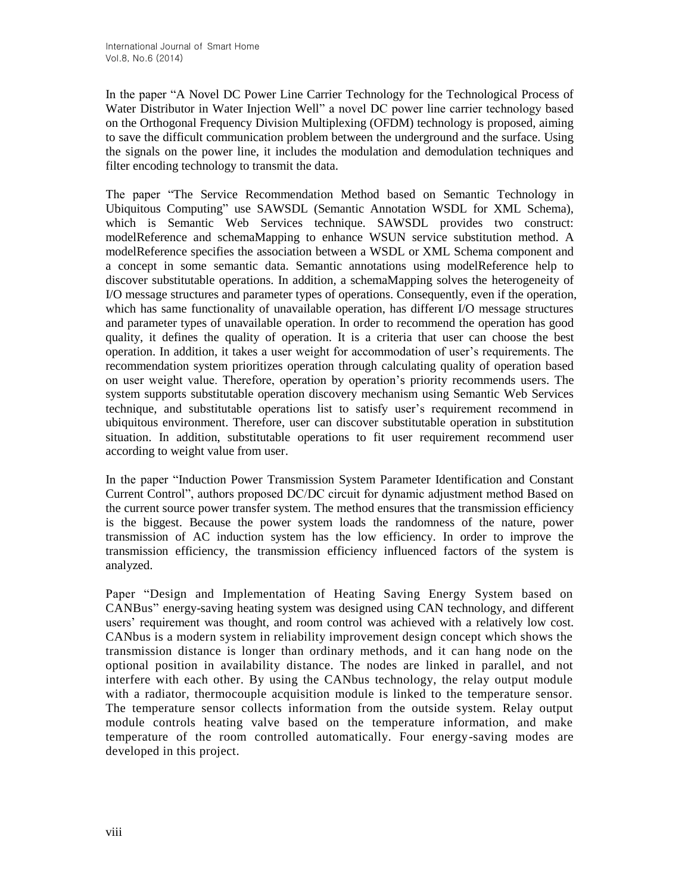In the paper "A Novel DC Power Line Carrier Technology for the Technological Process of Water Distributor in Water Injection Well" a novel DC power line carrier technology based on the Orthogonal Frequency Division Multiplexing (OFDM) technology is proposed, aiming to save the difficult communication problem between the underground and the surface. Using the signals on the power line, it includes the modulation and demodulation techniques and filter encoding technology to transmit the data.

The paper "The Service Recommendation Method based on Semantic Technology in Ubiquitous Computing" use SAWSDL (Semantic Annotation WSDL for XML Schema), which is Semantic Web Services technique. SAWSDL provides two construct: modelReference and schemaMapping to enhance WSUN service substitution method. A modelReference specifies the association between a WSDL or XML Schema component and a concept in some semantic data. Semantic annotations using modelReference help to discover substitutable operations. In addition, a schemaMapping solves the heterogeneity of I/O message structures and parameter types of operations. Consequently, even if the operation, which has same functionality of unavailable operation, has different I/O message structures and parameter types of unavailable operation. In order to recommend the operation has good quality, it defines the quality of operation. It is a criteria that user can choose the best operation. In addition, it takes a user weight for accommodation of user's requirements. The recommendation system prioritizes operation through calculating quality of operation based on user weight value. Therefore, operation by operation's priority recommends users. The system supports substitutable operation discovery mechanism using Semantic Web Services technique, and substitutable operations list to satisfy user's requirement recommend in ubiquitous environment. Therefore, user can discover substitutable operation in substitution situation. In addition, substitutable operations to fit user requirement recommend user according to weight value from user.

In the paper "Induction Power Transmission System Parameter Identification and Constant Current Control", authors proposed DC/DC circuit for dynamic adjustment method Based on the current source power transfer system. The method ensures that the transmission efficiency is the biggest. Because the power system loads the randomness of the nature, power transmission of AC induction system has the low efficiency. In order to improve the transmission efficiency, the transmission efficiency influenced factors of the system is analyzed.

Paper "Design and Implementation of Heating Saving Energy System based on CANBus" energy-saving heating system was designed using CAN technology, and different users' requirement was thought, and room control was achieved with a relatively low cost. CANbus is a modern system in reliability improvement design concept which shows the transmission distance is longer than ordinary methods, and it can hang node on the optional position in availability distance. The nodes are linked in parallel, and not interfere with each other. By using the CANbus technology, the relay output module with a radiator, thermocouple acquisition module is linked to the temperature sensor. The temperature sensor collects information from the outside system. Relay output module controls heating valve based on the temperature information, and make temperature of the room controlled automatically. Four energy-saving modes are developed in this project.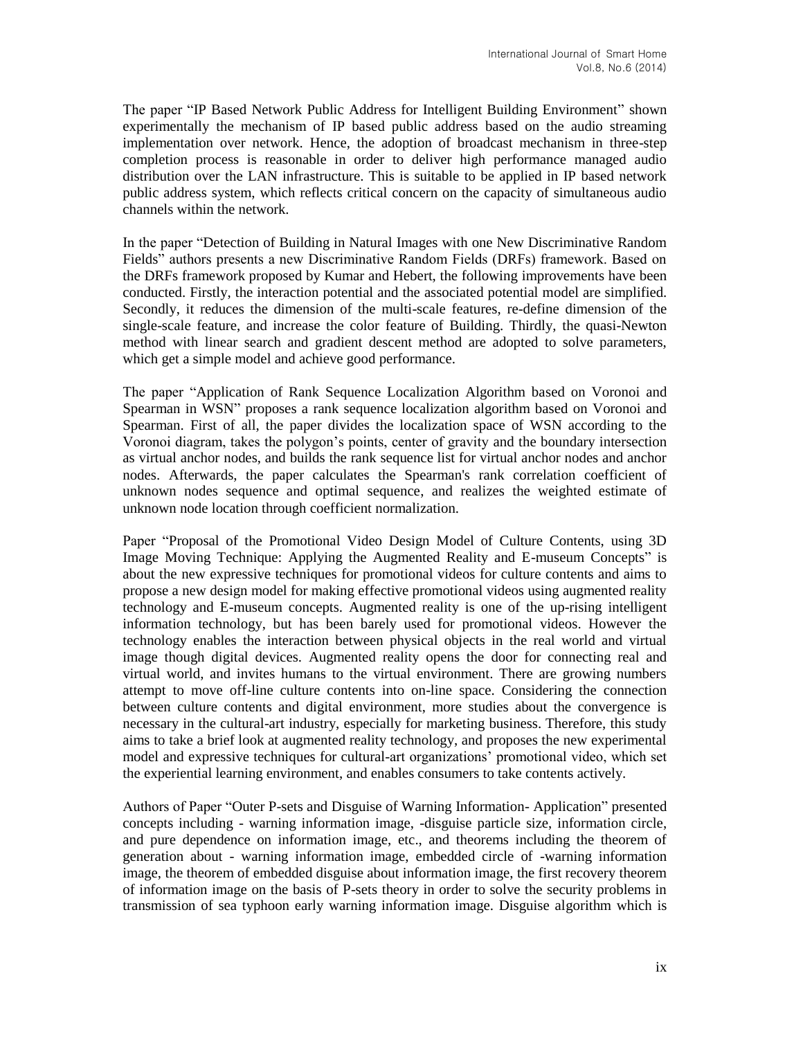The paper “IP Based Network Public Address for Intelligent Building Environment” shown experimentally the mechanism of IP based public address based on the audio streaming implementation over network. Hence, the adoption of broadcast mechanism in three-step completion process is reasonable in order to deliver high performance managed audio distribution over the LAN infrastructure. This is suitable to be applied in IP based network public address system, which reflects critical concern on the capacity of simultaneous audio channels within the network.

In the paper “Detection of Building in Natural Images with one New Discriminative Random Fields” authors presents a new Discriminative Random Fields (DRFs) framework. Based on the DRFs framework proposed by Kumar and Hebert, the following improvements have been conducted. Firstly, the interaction potential and the associated potential model are simplified. Secondly, it reduces the dimension of the multi-scale features, re-define dimension of the single-scale feature, and increase the color feature of Building. Thirdly, the quasi-Newton method with linear search and gradient descent method are adopted to solve parameters, which get a simple model and achieve good performance.

The paper “Application of Rank Sequence Localization Algorithm based on Voronoi and Spearman in WSN” proposes a rank sequence localization algorithm based on Voronoi and Spearman. First of all, the paper divides the localization space of WSN according to the Voronoi diagram, takes the polygon’s points, center of gravity and the boundary intersection as virtual anchor nodes, and builds the rank sequence list for virtual anchor nodes and anchor nodes. Afterwards, the paper calculates the Spearman's rank correlation coefficient of unknown nodes sequence and optimal sequence, and realizes the weighted estimate of unknown node location through coefficient normalization.

Paper “Proposal of the Promotional Video Design Model of Culture Contents, using 3D Image Moving Technique: Applying the Augmented Reality and E-museum Concepts” is about the new expressive techniques for promotional videos for culture contents and aims to propose a new design model for making effective promotional videos using augmented reality technology and E-museum concepts. Augmented reality is one of the up-rising intelligent information technology, but has been barely used for promotional videos. However the technology enables the interaction between physical objects in the real world and virtual image though digital devices. Augmented reality opens the door for connecting real and virtual world, and invites humans to the virtual environment. There are growing numbers attempt to move off-line culture contents into on-line space. Considering the connection between culture contents and digital environment, more studies about the convergence is necessary in the cultural-art industry, especially for marketing business. Therefore, this study aims to take a brief look at augmented reality technology, and proposes the new experimental model and expressive techniques for cultural-art organizations’ promotional video, which set the experiential learning environment, and enables consumers to take contents actively.

Authors of Paper “Outer P-sets and Disguise of Warning Information- Application” presented concepts including - warning information image, -disguise particle size, information circle, and pure dependence on information image, etc., and theorems including the theorem of generation about - warning information image, embedded circle of -warning information image, the theorem of embedded disguise about information image, the first recovery theorem of information image on the basis of P-sets theory in order to solve the security problems in transmission of sea typhoon early warning information image. Disguise algorithm which is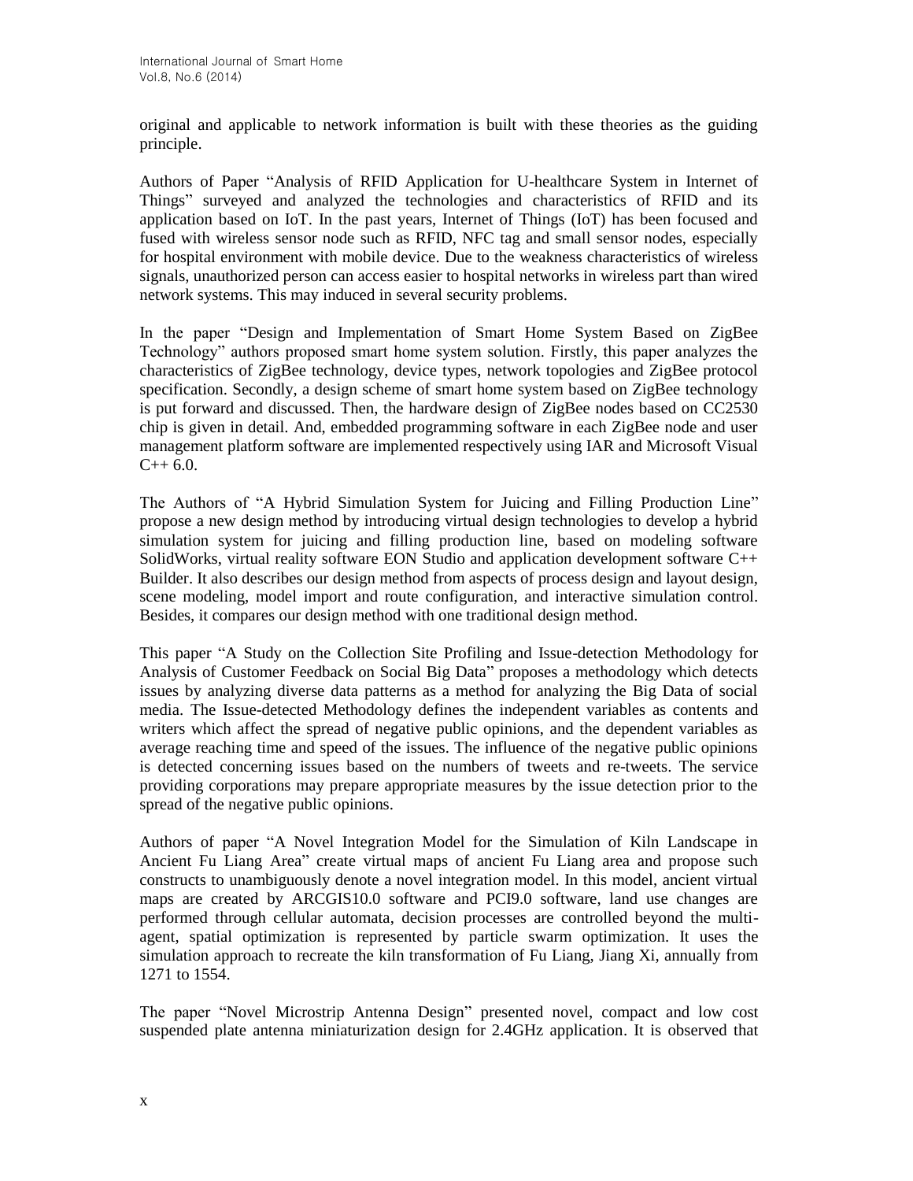original and applicable to network information is built with these theories as the guiding principle.

Authors of Paper "Analysis of RFID Application for U-healthcare System in Internet of Things" surveyed and analyzed the technologies and characteristics of RFID and its application based on IoT. In the past years, Internet of Things (IoT) has been focused and fused with wireless sensor node such as RFID, NFC tag and small sensor nodes, especially for hospital environment with mobile device. Due to the weakness characteristics of wireless signals, unauthorized person can access easier to hospital networks in wireless part than wired network systems. This may induced in several security problems.

In the paper "Design and Implementation of Smart Home System Based on ZigBee Technology" authors proposed smart home system solution. Firstly, this paper analyzes the characteristics of ZigBee technology, device types, network topologies and ZigBee protocol specification. Secondly, a design scheme of smart home system based on ZigBee technology is put forward and discussed. Then, the hardware design of ZigBee nodes based on CC2530 chip is given in detail. And, embedded programming software in each ZigBee node and user management platform software are implemented respectively using IAR and Microsoft Visual C++ 6.0.

The Authors of "A Hybrid Simulation System for Juicing and Filling Production Line" propose a new design method by introducing virtual design technologies to develop a hybrid simulation system for juicing and filling production line, based on modeling software SolidWorks, virtual reality software EON Studio and application development software C++ Builder. It also describes our design method from aspects of process design and layout design, scene modeling, model import and route configuration, and interactive simulation control. Besides, it compares our design method with one traditional design method.

This paper "A Study on the Collection Site Profiling and Issue-detection Methodology for Analysis of Customer Feedback on Social Big Data" proposes a methodology which detects issues by analyzing diverse data patterns as a method for analyzing the Big Data of social media. The Issue-detected Methodology defines the independent variables as contents and writers which affect the spread of negative public opinions, and the dependent variables as average reaching time and speed of the issues. The influence of the negative public opinions is detected concerning issues based on the numbers of tweets and re-tweets. The service providing corporations may prepare appropriate measures by the issue detection prior to the spread of the negative public opinions.

Authors of paper "A Novel Integration Model for the Simulation of Kiln Landscape in Ancient Fu Liang Area" create virtual maps of ancient Fu Liang area and propose such constructs to unambiguously denote a novel integration model. In this model, ancient virtual maps are created by ARCGIS10.0 software and PCI9.0 software, land use changes are performed through cellular automata, decision processes are controlled beyond the multi-agent, spatial optimization is represented by particle swarm optimization. It uses the simulation approach to recreate the kiln transformation of Fu Liang, Jiang Xi, annually from 1271 to 1554.

The paper "Novel Microstrip Antenna Design" presented novel, compact and low cost suspended plate antenna miniaturization design for 2.4GHz application. It is observed that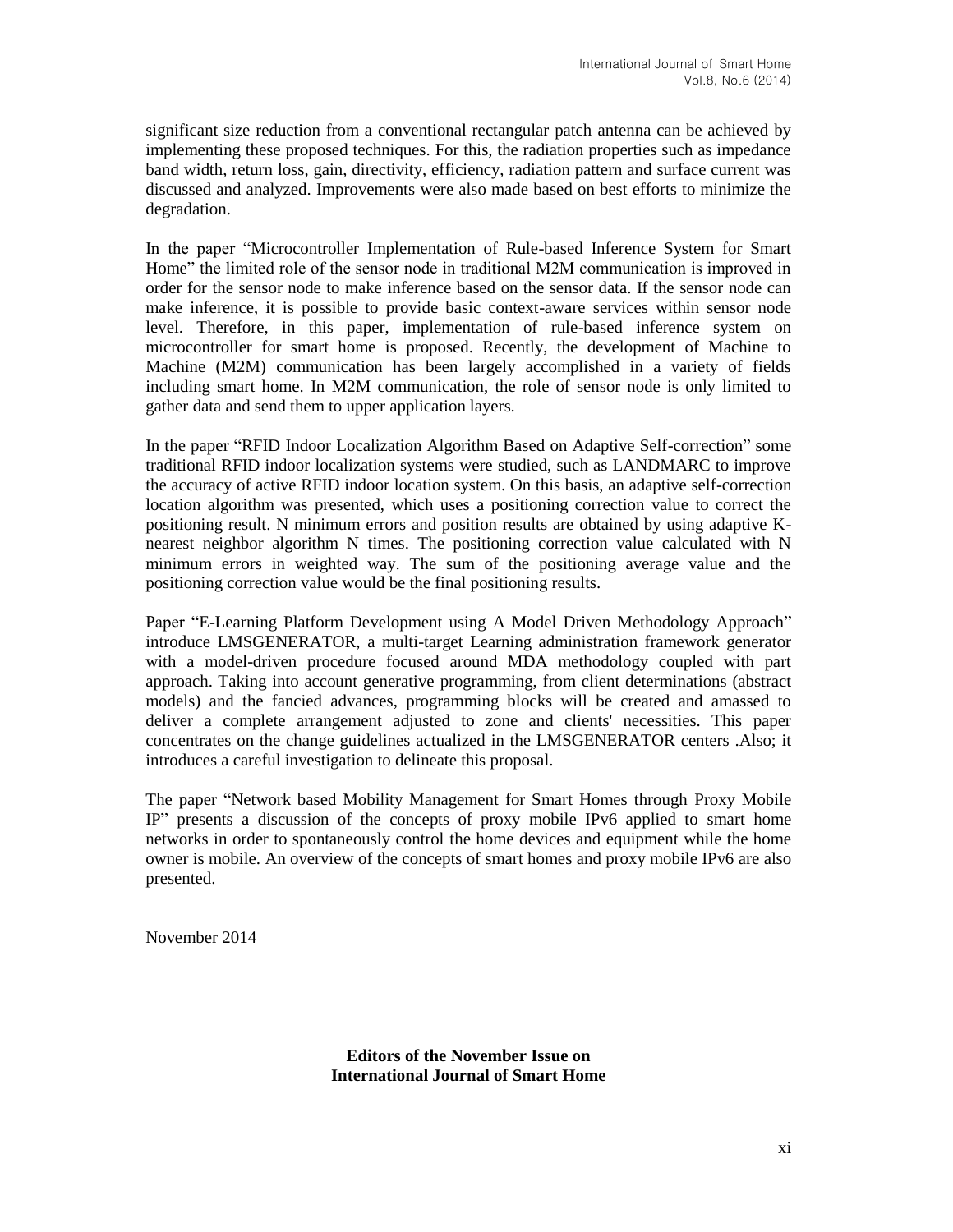significant size reduction from a conventional rectangular patch antenna can be achieved by implementing these proposed techniques. For this, the radiation properties such as impedance band width, return loss, gain, directivity, efficiency, radiation pattern and surface current was discussed and analyzed. Improvements were also made based on best efforts to minimize the degradation.

In the paper "Microcontroller Implementation of Rule-based Inference System for Smart Home" the limited role of the sensor node in traditional M2M communication is improved in order for the sensor node to make inference based on the sensor data. If the sensor node can make inference, it is possible to provide basic context-aware services within sensor node level. Therefore, in this paper, implementation of rule-based inference system on microcontroller for smart home is proposed. Recently, the development of Machine to Machine (M2M) communication has been largely accomplished in a variety of fields including smart home. In M2M communication, the role of sensor node is only limited to gather data and send them to upper application layers.

In the paper "RFID Indoor Localization Algorithm Based on Adaptive Self-correction" some traditional RFID indoor localization systems were studied, such as LANDMARC to improve the accuracy of active RFID indoor location system. On this basis, an adaptive self-correction location algorithm was presented, which uses a positioning correction value to correct the positioning result. N minimum errors and position results are obtained by using adaptive K-nearest neighbor algorithm N times. The positioning correction value calculated with N minimum errors in weighted way. The sum of the positioning average value and the positioning correction value would be the final positioning results.

Paper "E-Learning Platform Development using A Model Driven Methodology Approach" introduce LMSGENERATOR, a multi-target Learning administration framework generator with a model-driven procedure focused around MDA methodology coupled with part approach. Taking into account generative programming, from client determinations (abstract models) and the fancied advances, programming blocks will be created and amassed to deliver a complete arrangement adjusted to zone and clients' necessities. This paper concentrates on the change guidelines actualized in the LMSGENERATOR centers .Also; it introduces a careful investigation to delineate this proposal.

The paper "Network based Mobility Management for Smart Homes through Proxy Mobile IP" presents a discussion of the concepts of proxy mobile IPv6 applied to smart home networks in order to spontaneously control the home devices and equipment while the home owner is mobile. An overview of the concepts of smart homes and proxy mobile IPv6 are also presented.

November 2014

**Editors of the November Issue on**
**International Journal of Smart Home**